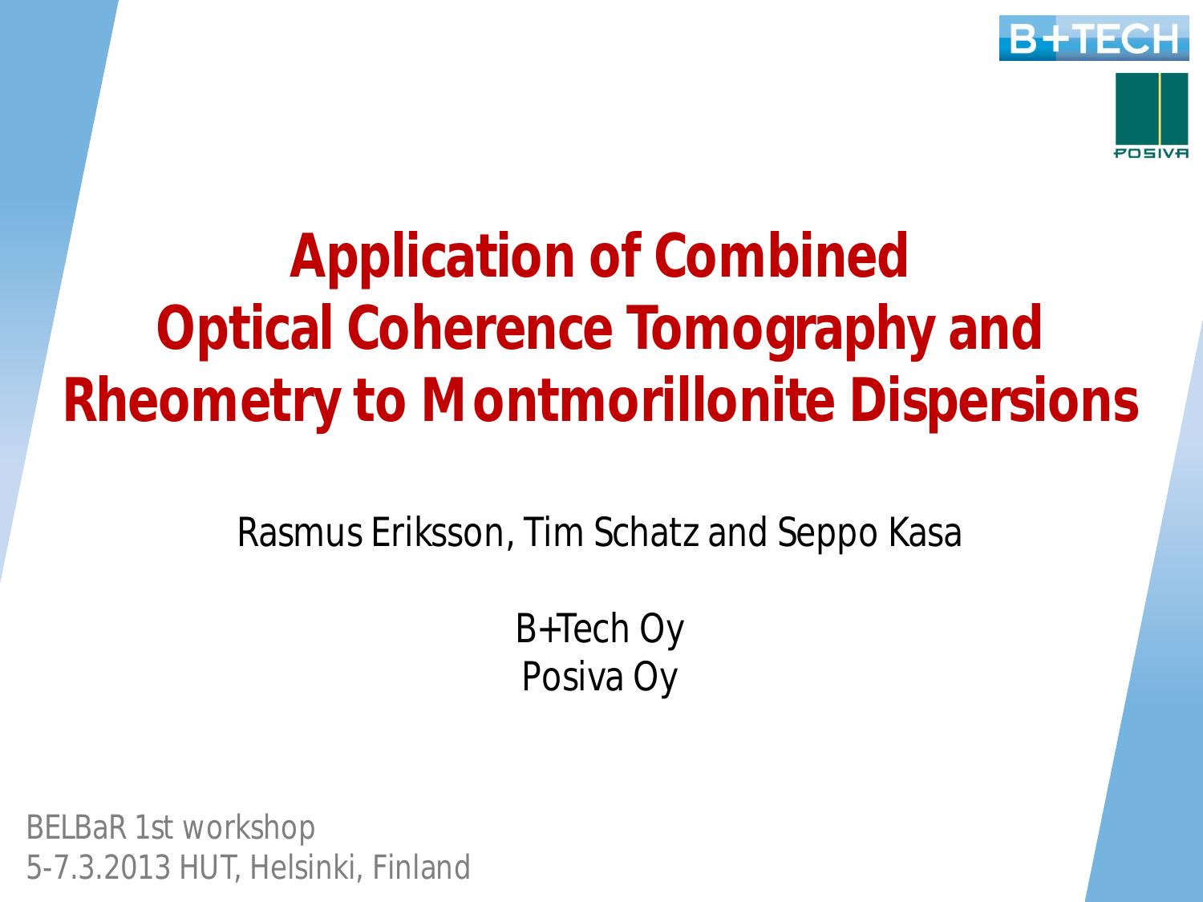# Application of Combined Optical Coherence Tomography and Rheometry to Montmorillonite Dispersions

Rasmus Eriksson, Tim Schatz and Seppo Kasa

B+Tech Oy
Posiva Oy

BELBaR 1st workshop
5-7.3.2013 HUT, Helsinki, Finland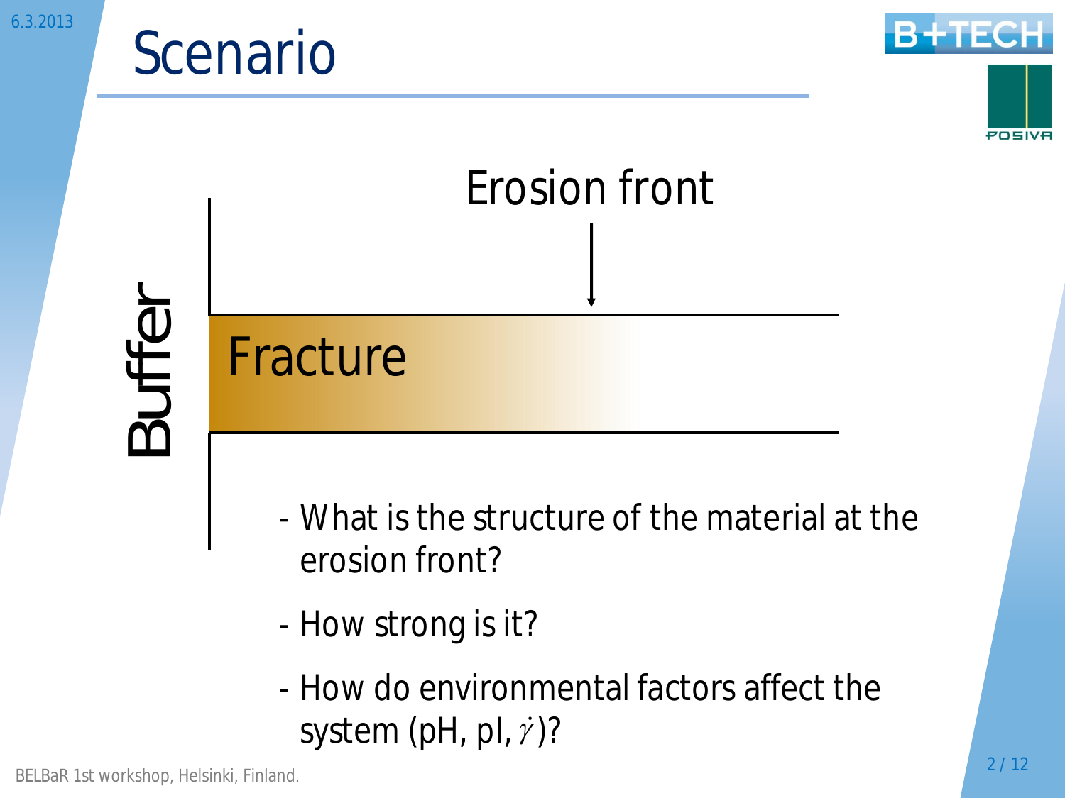# Scenario

Erosion front

Buffer

Fracture

- What is the structure of the material at the erosion front?
- How strong is it?
- How do environmental factors affect the system (pH, pI, $\dot{\gamma}$)?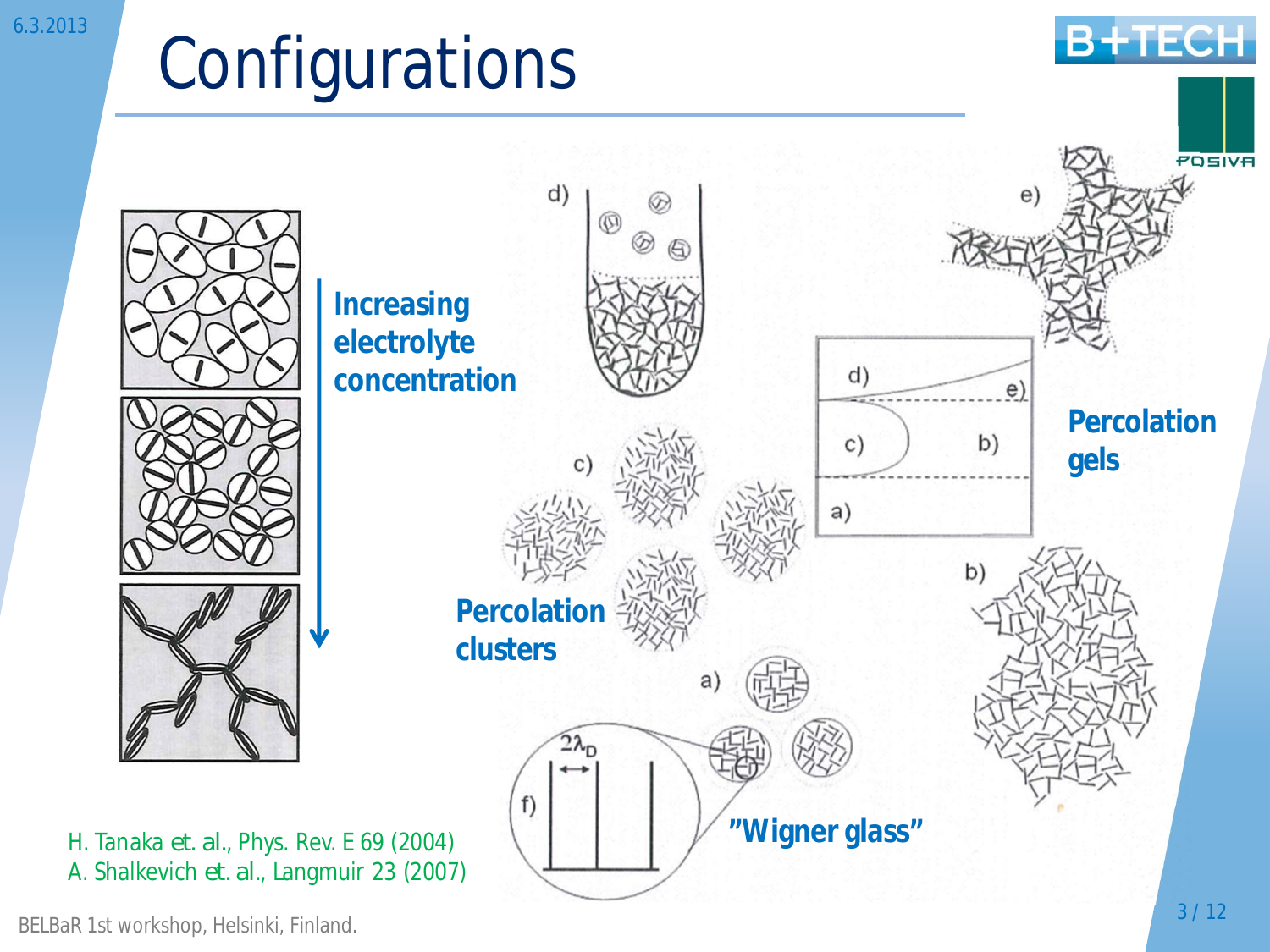# Configurations

**Increasing electrolyte concentration**

**Percolation clusters**

**Percolation gels**

**"Wigner glass"**

H. Tanaka et. al., Phys. Rev. E 69 (2004)
A. Shalkevich et. al., Langmuir 23 (2007)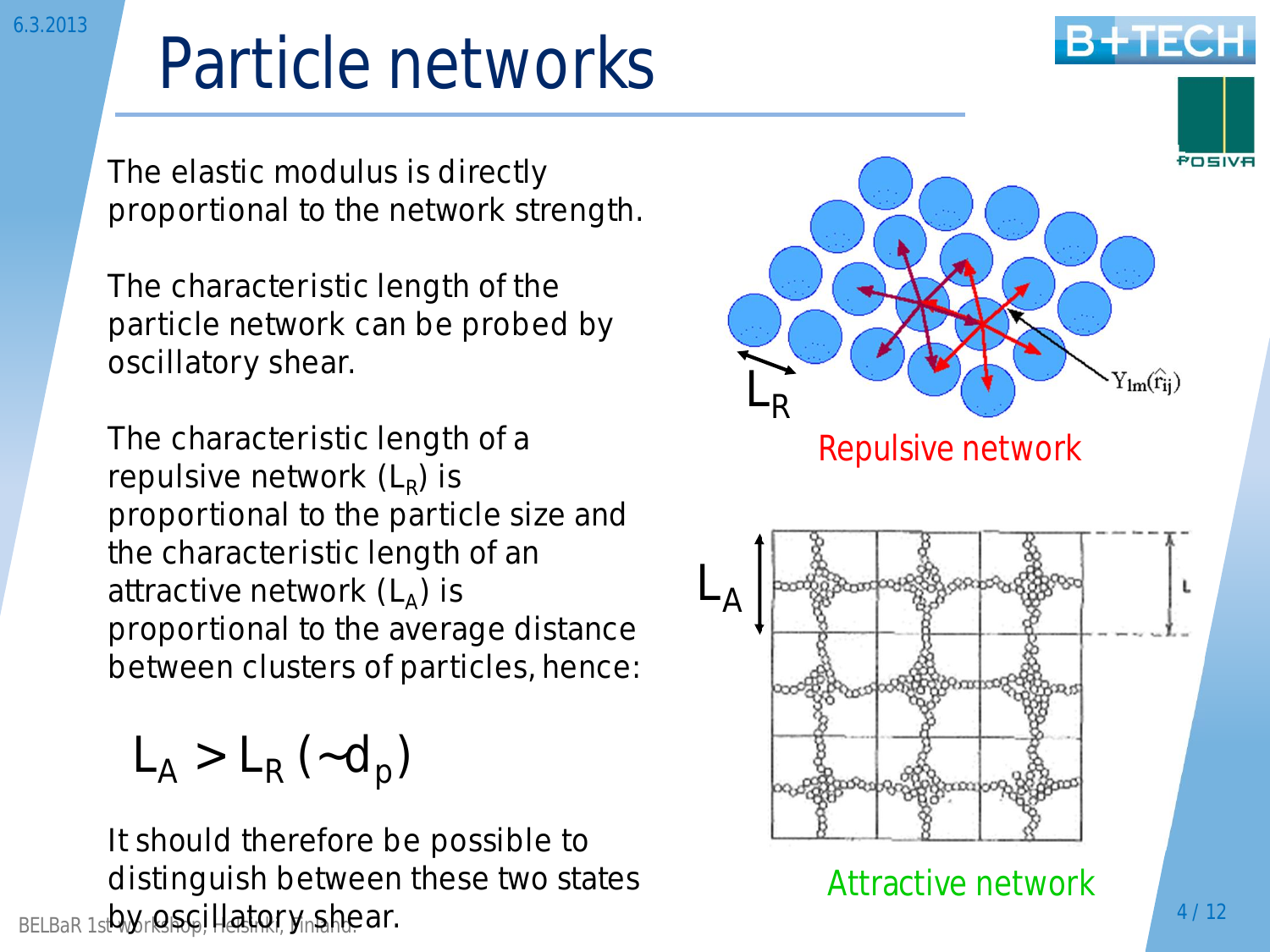# Particle networks

The elastic modulus is directly proportional to the network strength.

The characteristic length of the particle network can be probed by oscillatory shear.

The characteristic length of a repulsive network ($L_R$) is proportional to the particle size and the characteristic length of an attractive network ($L_A$) is proportional to the average distance between clusters of particles, hence:

$$L_A > L_R\ (\sim d_p)$$

It should therefore be possible to distinguish between these two states by oscillatory shear.

$L_R$ $Y_{lm}(\hat{r}_{ij})$

Repulsive network

$L_A$ L

Attractive network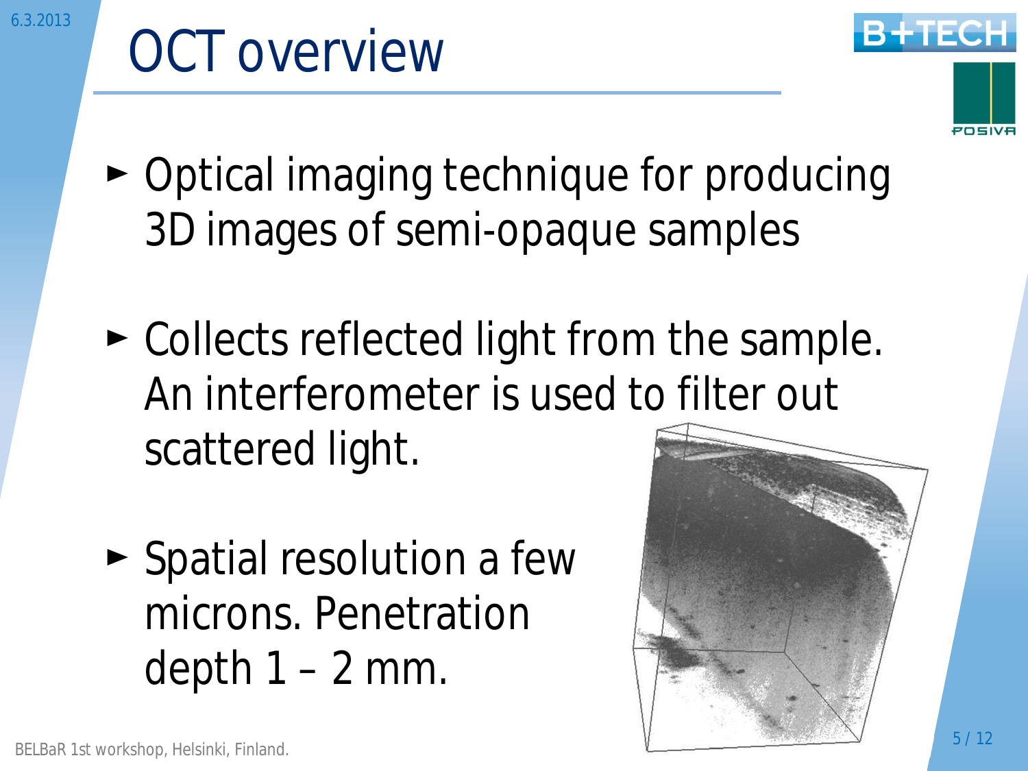# OCT overview

- Optical imaging technique for producing 3D images of semi-opaque samples
- Collects reflected light from the sample. An interferometer is used to filter out scattered light.
- Spatial resolution a few microns. Penetration depth 1 – 2 mm.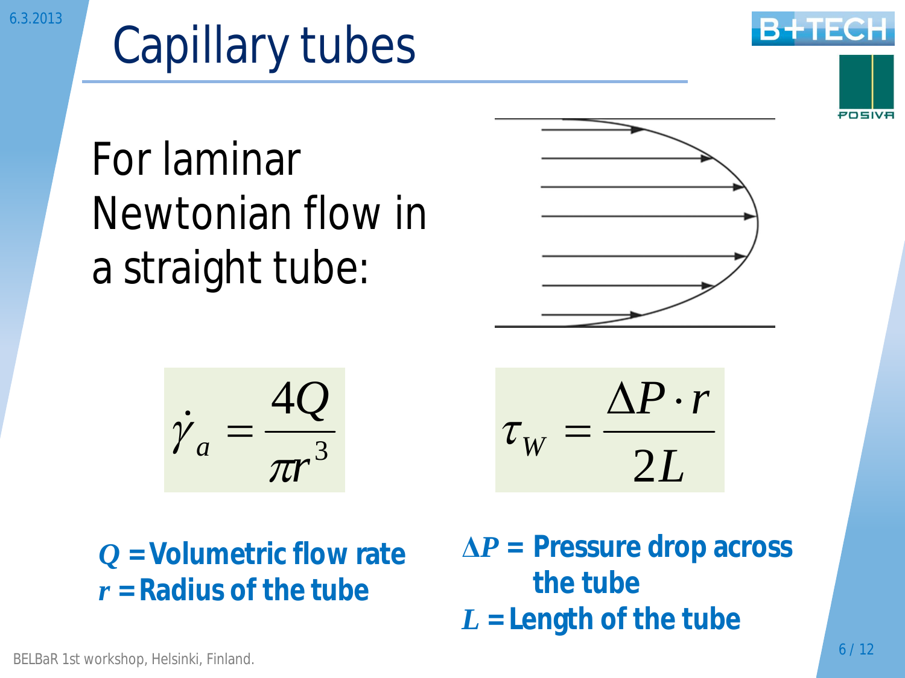# Capillary tubes

For laminar Newtonian flow in a straight tube:

$$\dot{\gamma}_a = \frac{4Q}{\pi r^3}$$

$$\tau_W = \frac{\Delta P \cdot r}{2L}$$

**$Q$ = Volumetric flow rate**
**$r$ = Radius of the tube**

**$\Delta P$ = Pressure drop across the tube**
**$L$ = Length of the tube**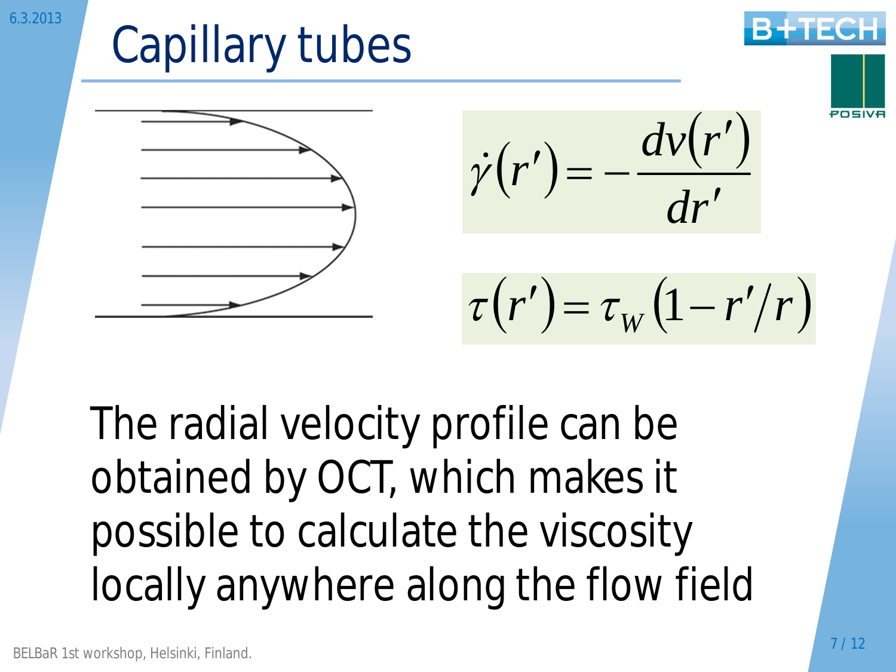# Capillary tubes

$$\dot{\gamma}(r') = -\frac{dv(r')}{dr'}$$

$$\tau(r') = \tau_W (1 - r'/r)$$

The radial velocity profile can be obtained by OCT, which makes it possible to calculate the viscosity locally anywhere along the flow field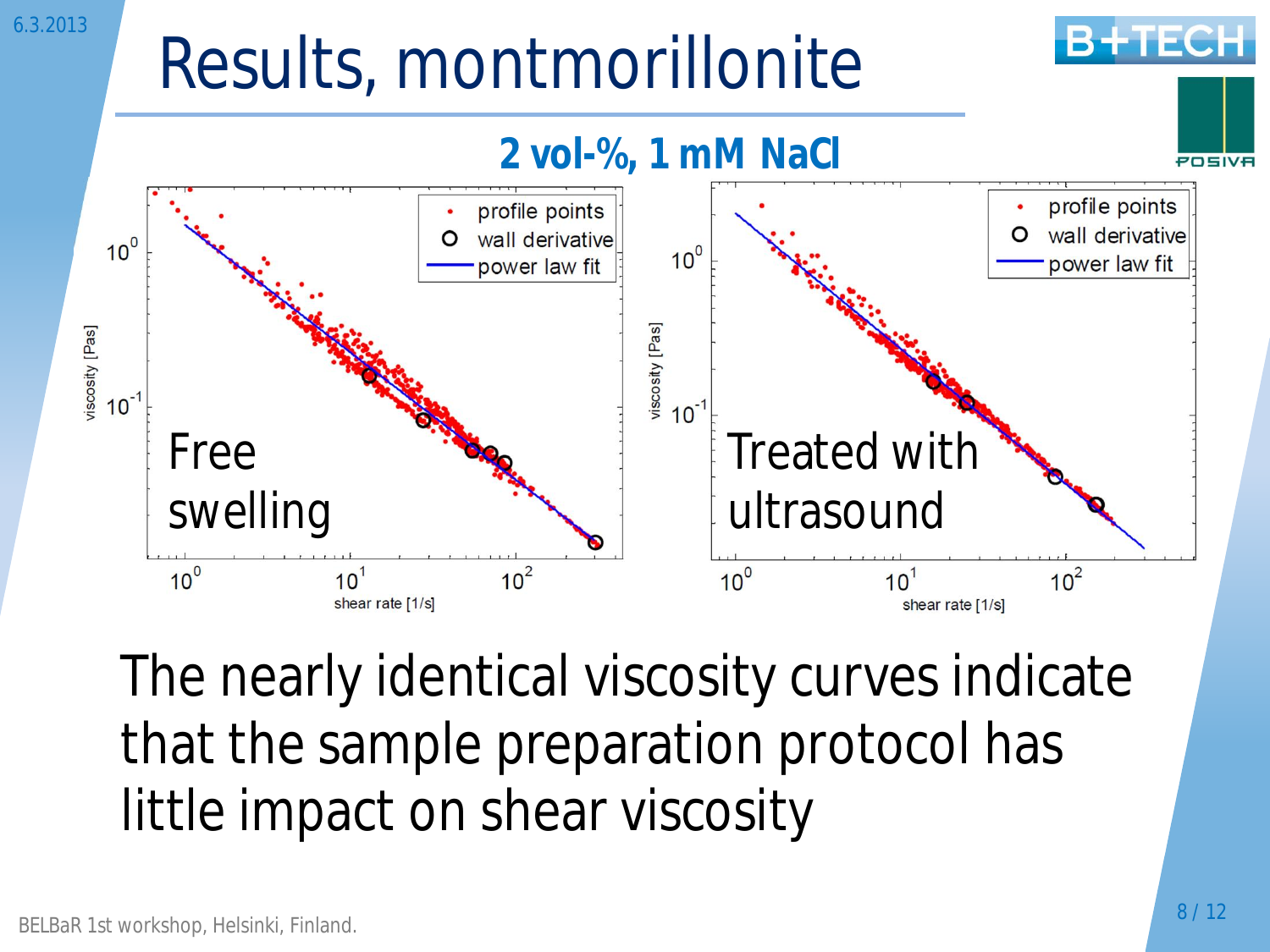# Results, montmorillonite

## 2 vol-%, 1 mM NaCl

The nearly identical viscosity curves indicate that the sample preparation protocol has little impact on shear viscosity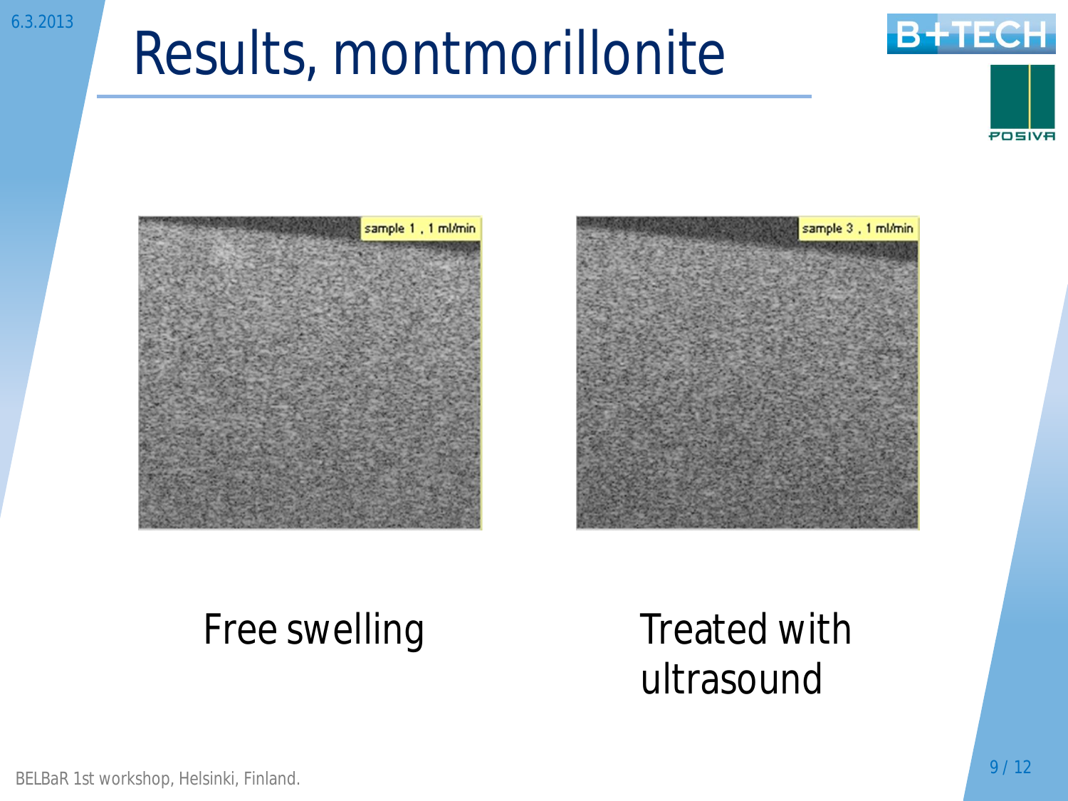# Results, montmorillonite

Free swelling

Treated with ultrasound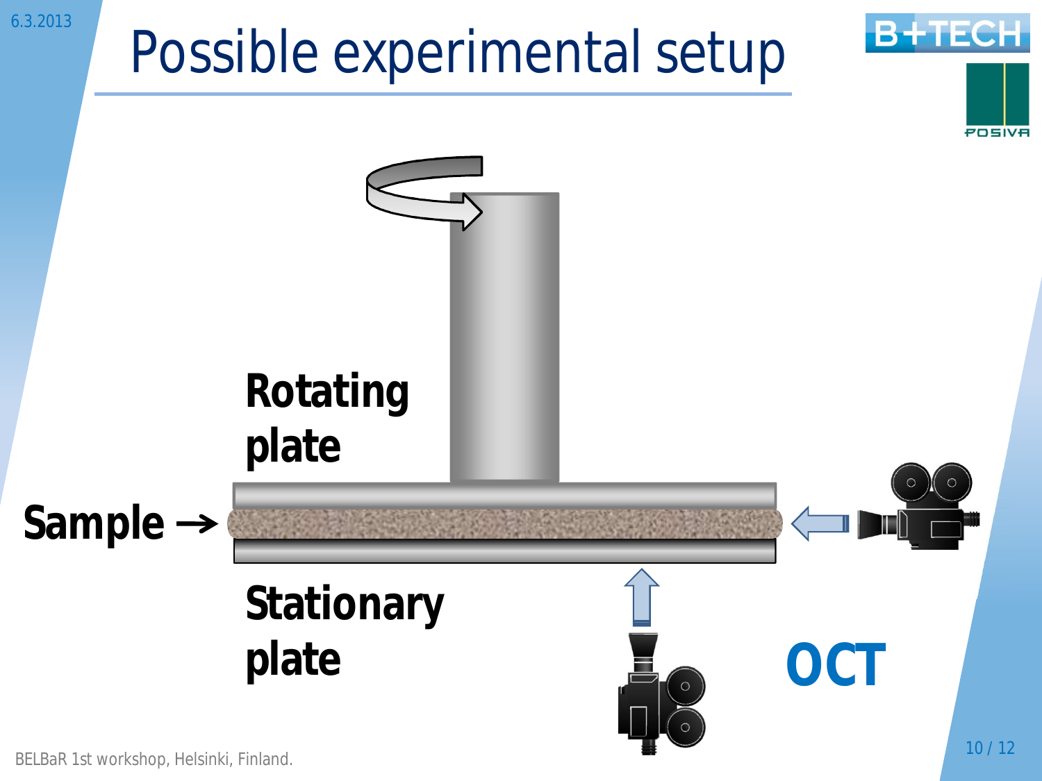# Possible experimental setup

Rotating plate

Sample →

Stationary plate

OCT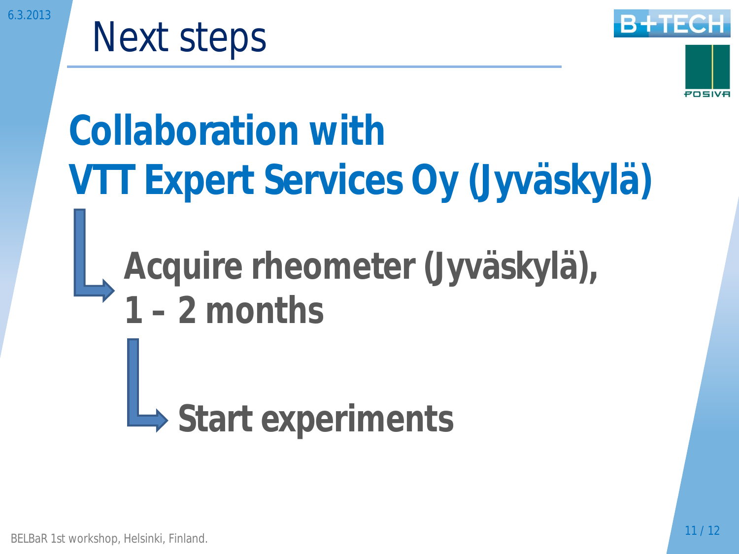# Next steps

**Collaboration with VTT Expert Services Oy (Jyväskylä)**

**Acquire rheometer (Jyväskylä), 1 – 2 months**

**Start experiments**